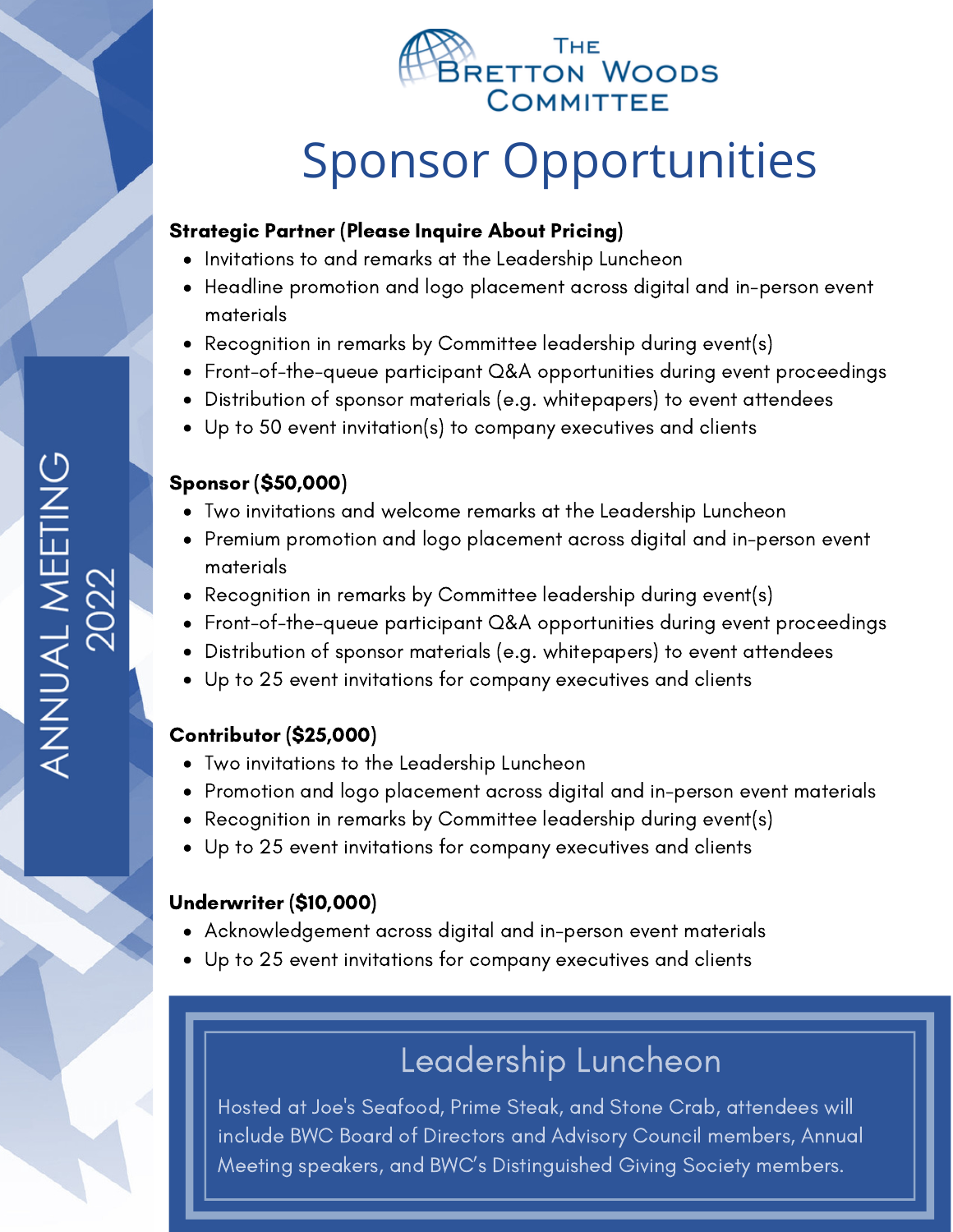# The Bretton Woods Committee

ANNUAL MEETING 2022

# Sponsor Opportunities

**Strategic Partner (Please Inquire About Pricing)**

- Invitations to and remarks at the Leadership Luncheon
- Headline promotion and logo placement across digital and in-person event materials
- Recognition in remarks by Committee leadership during event(s)
- Front-of-the-queue participant Q&A opportunities during event proceedings
- Distribution of sponsor materials (e.g. whitepapers) to event attendees
- Up to 50 event invitation(s) to company executives and clients

**Sponsor ($50,000)**

- Two invitations and welcome remarks at the Leadership Luncheon
- Premium promotion and logo placement across digital and in-person event materials
- Recognition in remarks by Committee leadership during event(s)
- Front-of-the-queue participant Q&A opportunities during event proceedings
- Distribution of sponsor materials (e.g. whitepapers) to event attendees
- Up to 25 event invitations for company executives and clients

**Contributor ($25,000)**

- Two invitations to the Leadership Luncheon
- Promotion and logo placement across digital and in-person event materials
- Recognition in remarks by Committee leadership during event(s)
- Up to 25 event invitations for company executives and clients

**Underwriter ($10,000)**

- Acknowledgement across digital and in-person event materials
- Up to 25 event invitations for company executives and clients

## Leadership Luncheon

Hosted at Joe's Seafood, Prime Steak, and Stone Crab, attendees will include BWC Board of Directors and Advisory Council members, Annual Meeting speakers, and BWC's Distinguished Giving Society members.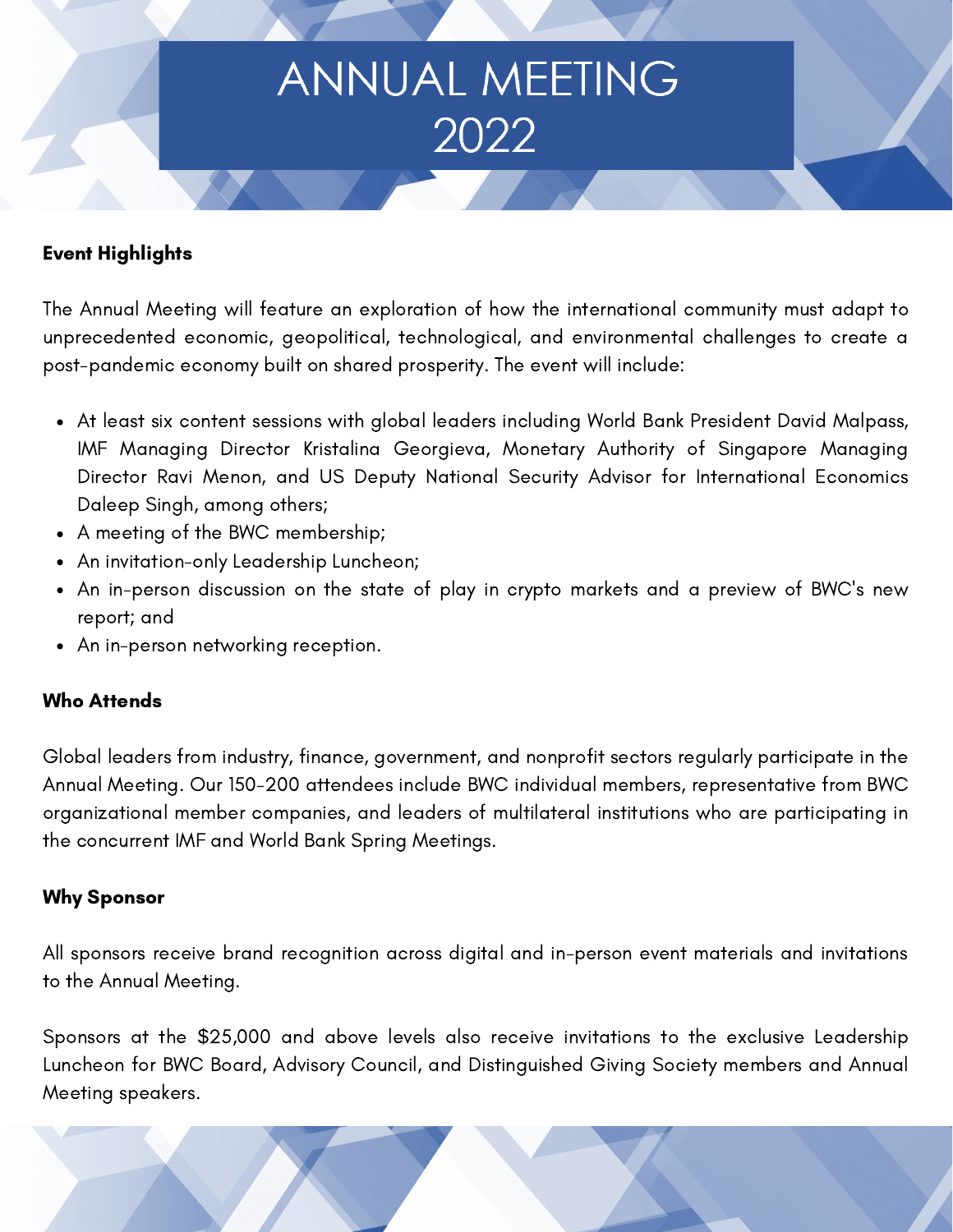# ANNUAL MEETING 2022

**Event Highlights**

The Annual Meeting will feature an exploration of how the international community must adapt to unprecedented economic, geopolitical, technological, and environmental challenges to create a post-pandemic economy built on shared prosperity. The event will include:

- At least six content sessions with global leaders including World Bank President David Malpass, IMF Managing Director Kristalina Georgieva, Monetary Authority of Singapore Managing Director Ravi Menon, and US Deputy National Security Advisor for International Economics Daleep Singh, among others;
- A meeting of the BWC membership;
- An invitation-only Leadership Luncheon;
- An in-person discussion on the state of play in crypto markets and a preview of BWC's new report; and
- An in-person networking reception.

**Who Attends**

Global leaders from industry, finance, government, and nonprofit sectors regularly participate in the Annual Meeting. Our 150-200 attendees include BWC individual members, representative from BWC organizational member companies, and leaders of multilateral institutions who are participating in the concurrent IMF and World Bank Spring Meetings.

**Why Sponsor**

All sponsors receive brand recognition across digital and in-person event materials and invitations to the Annual Meeting.

Sponsors at the $25,000 and above levels also receive invitations to the exclusive Leadership Luncheon for BWC Board, Advisory Council, and Distinguished Giving Society members and Annual Meeting speakers.